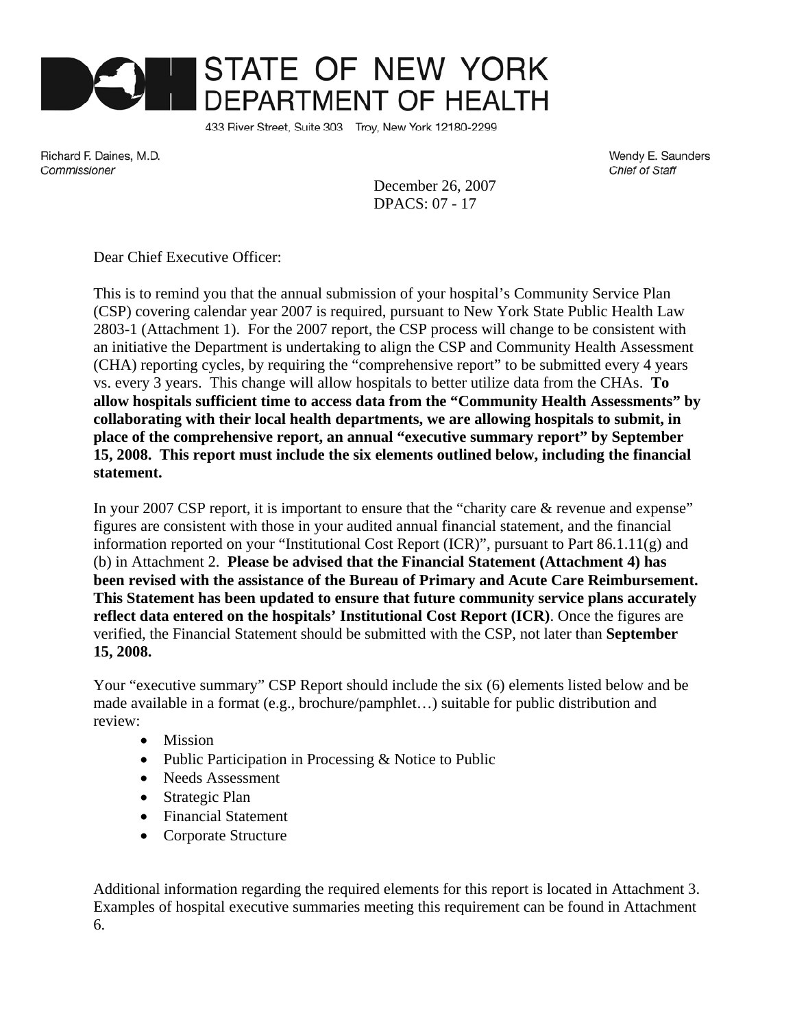# STATE OF NEW YORK DEPARTMENT OF HEALTH

433 River Street, Suite 303 Troy, New York 12180-2299

Richard F. Daines, M.D.
*Commissioner*

Wendy E. Saunders
*Chief of Staff*

December 26, 2007
DPACS: 07 - 17

Dear Chief Executive Officer:

This is to remind you that the annual submission of your hospital's Community Service Plan (CSP) covering calendar year 2007 is required, pursuant to New York State Public Health Law 2803-1 (Attachment 1). For the 2007 report, the CSP process will change to be consistent with an initiative the Department is undertaking to align the CSP and Community Health Assessment (CHA) reporting cycles, by requiring the "comprehensive report" to be submitted every 4 years vs. every 3 years. This change will allow hospitals to better utilize data from the CHAs. **To allow hospitals sufficient time to access data from the "Community Health Assessments" by collaborating with their local health departments, we are allowing hospitals to submit, in place of the comprehensive report, an annual "executive summary report" by September 15, 2008. This report must include the six elements outlined below, including the financial statement.**

In your 2007 CSP report, it is important to ensure that the "charity care & revenue and expense" figures are consistent with those in your audited annual financial statement, and the financial information reported on your "Institutional Cost Report (ICR)", pursuant to Part 86.1.11(g) and (b) in Attachment 2. **Please be advised that the Financial Statement (Attachment 4) has been revised with the assistance of the Bureau of Primary and Acute Care Reimbursement. This Statement has been updated to ensure that future community service plans accurately reflect data entered on the hospitals' Institutional Cost Report (ICR)**. Once the figures are verified, the Financial Statement should be submitted with the CSP, not later than **September 15, 2008.**

Your "executive summary" CSP Report should include the six (6) elements listed below and be made available in a format (e.g., brochure/pamphlet…) suitable for public distribution and review:

- Mission
- Public Participation in Processing & Notice to Public
- Needs Assessment
- Strategic Plan
- Financial Statement
- Corporate Structure

Additional information regarding the required elements for this report is located in Attachment 3. Examples of hospital executive summaries meeting this requirement can be found in Attachment 6.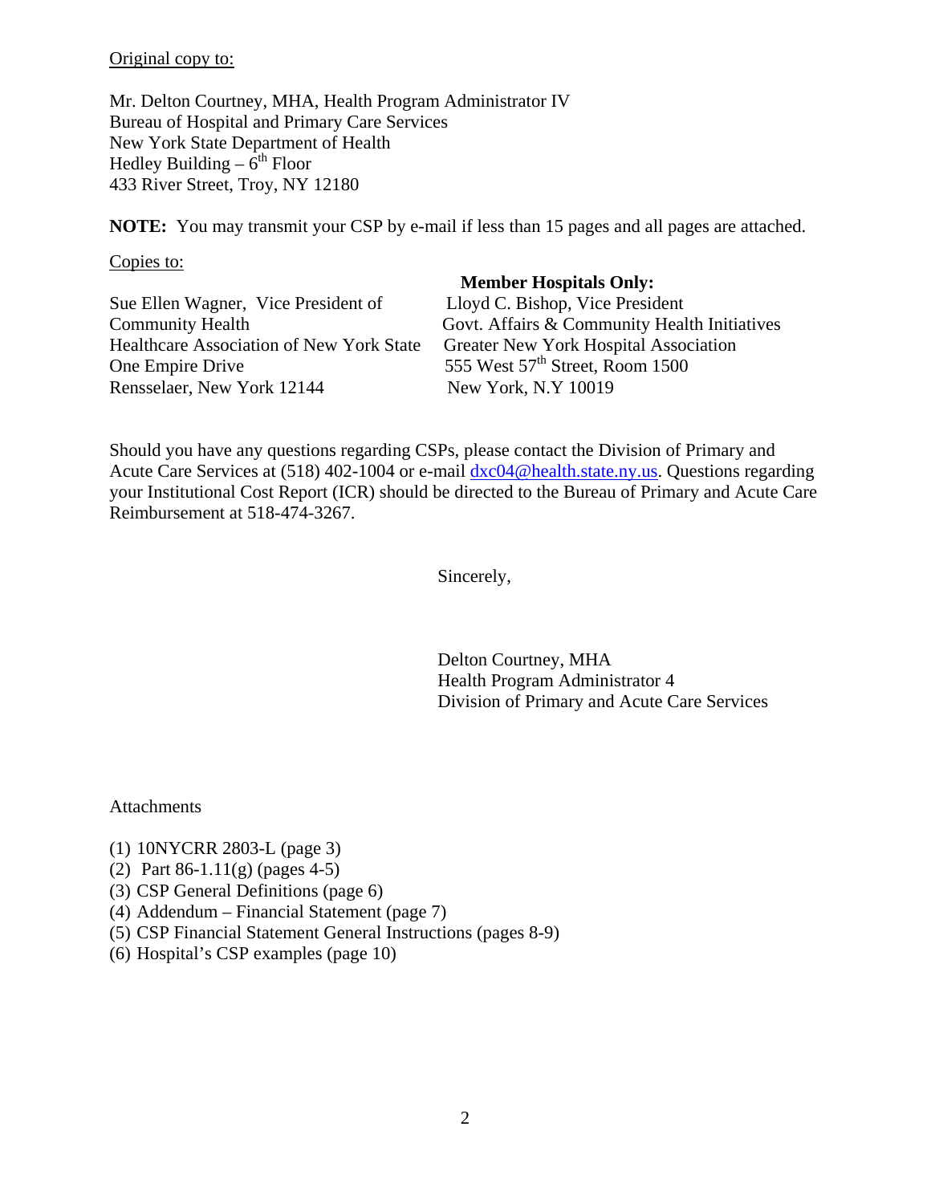Original copy to:

Mr. Delton Courtney, MHA, Health Program Administrator IV
Bureau of Hospital and Primary Care Services
New York State Department of Health
Hedley Building – 6th Floor
433 River Street, Troy, NY 12180

**NOTE:** You may transmit your CSP by e-mail if less than 15 pages and all pages are attached.

Copies to:

Sue Ellen Wagner, Vice President of Community Health
Healthcare Association of New York State
One Empire Drive
Rensselaer, New York 12144

**Member Hospitals Only:**
Lloyd C. Bishop, Vice President
Govt. Affairs & Community Health Initiatives
Greater New York Hospital Association
555 West 57th Street, Room 1500
New York, N.Y 10019

Should you have any questions regarding CSPs, please contact the Division of Primary and Acute Care Services at (518) 402-1004 or e-mail dxc04@health.state.ny.us. Questions regarding your Institutional Cost Report (ICR) should be directed to the Bureau of Primary and Acute Care Reimbursement at 518-474-3267.

Sincerely,

Delton Courtney, MHA
Health Program Administrator 4
Division of Primary and Acute Care Services

Attachments

(1) 10NYCRR 2803-L (page 3)
(2) Part 86-1.11(g) (pages 4-5)
(3) CSP General Definitions (page 6)
(4) Addendum – Financial Statement (page 7)
(5) CSP Financial Statement General Instructions (pages 8-9)
(6) Hospital's CSP examples (page 10)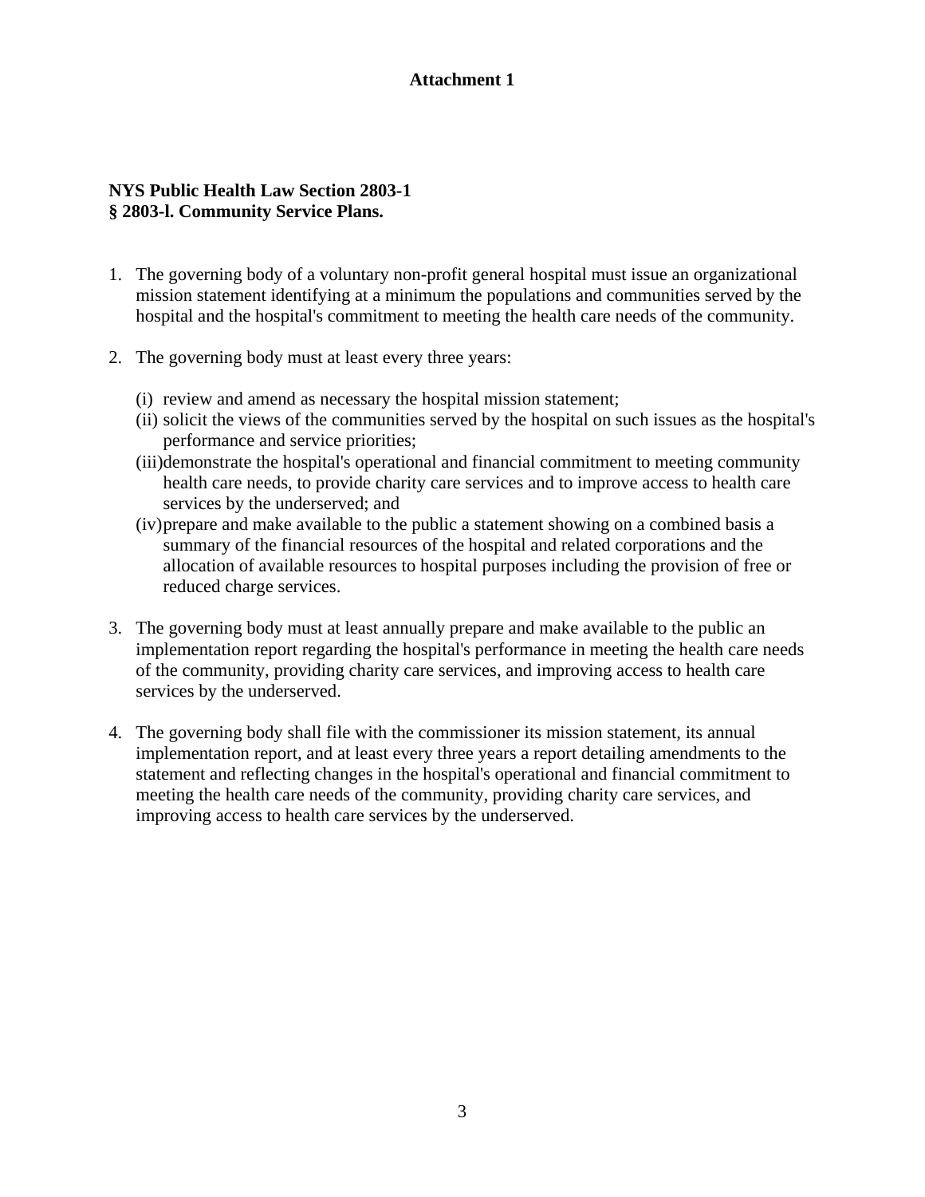**Attachment 1**

**NYS Public Health Law Section 2803-1**
**§ 2803-l. Community Service Plans.**

1. The governing body of a voluntary non-profit general hospital must issue an organizational mission statement identifying at a minimum the populations and communities served by the hospital and the hospital's commitment to meeting the health care needs of the community.

2. The governing body must at least every three years:

   (i) review and amend as necessary the hospital mission statement;
   (ii) solicit the views of the communities served by the hospital on such issues as the hospital's performance and service priorities;
   (iii) demonstrate the hospital's operational and financial commitment to meeting community health care needs, to provide charity care services and to improve access to health care services by the underserved; and
   (iv) prepare and make available to the public a statement showing on a combined basis a summary of the financial resources of the hospital and related corporations and the allocation of available resources to hospital purposes including the provision of free or reduced charge services.

3. The governing body must at least annually prepare and make available to the public an implementation report regarding the hospital's performance in meeting the health care needs of the community, providing charity care services, and improving access to health care services by the underserved.

4. The governing body shall file with the commissioner its mission statement, its annual implementation report, and at least every three years a report detailing amendments to the statement and reflecting changes in the hospital's operational and financial commitment to meeting the health care needs of the community, providing charity care services, and improving access to health care services by the underserved.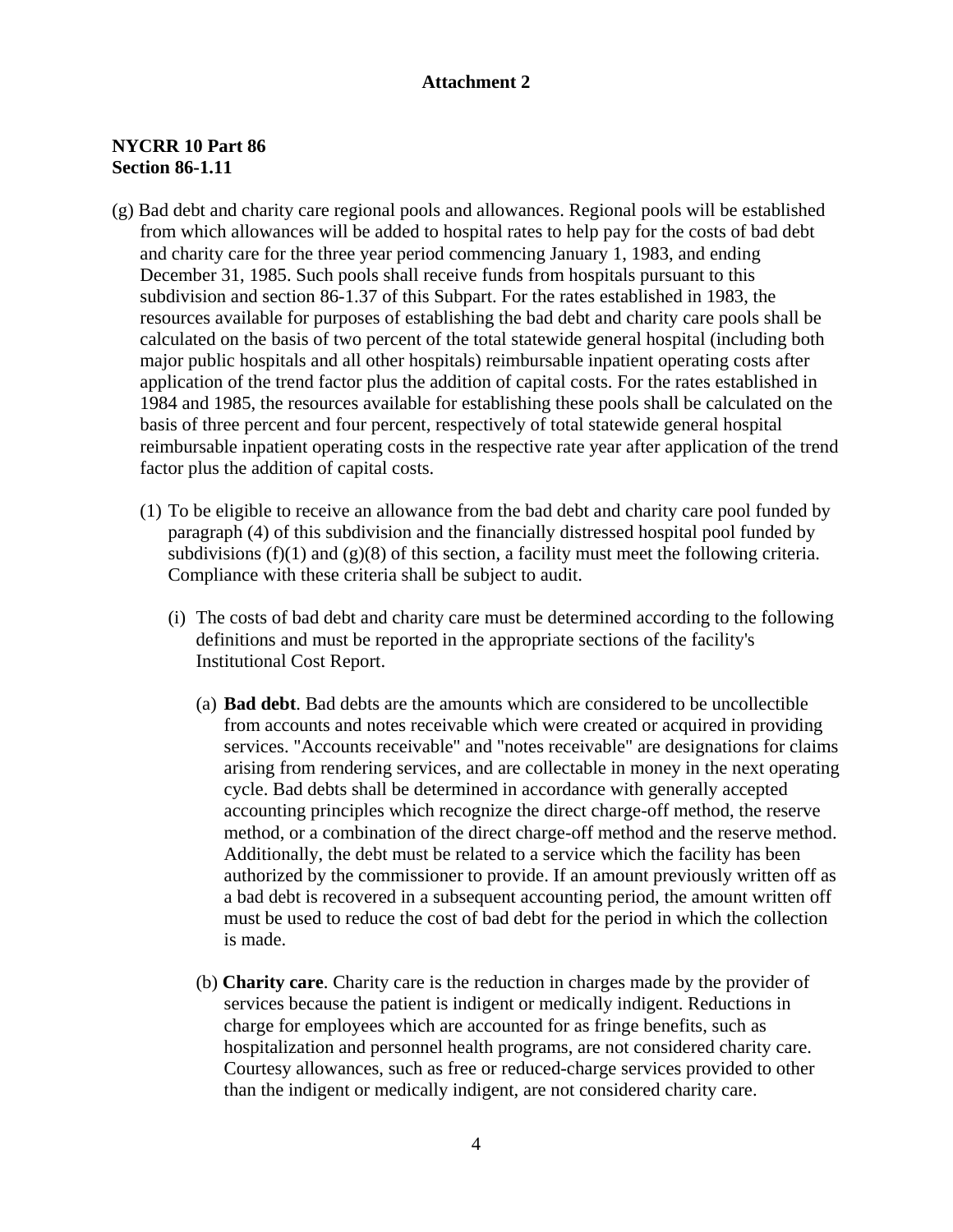**Attachment 2**

**NYCRR 10 Part 86**
**Section 86-1.11**

(g) Bad debt and charity care regional pools and allowances. Regional pools will be established from which allowances will be added to hospital rates to help pay for the costs of bad debt and charity care for the three year period commencing January 1, 1983, and ending December 31, 1985. Such pools shall receive funds from hospitals pursuant to this subdivision and section 86-1.37 of this Subpart. For the rates established in 1983, the resources available for purposes of establishing the bad debt and charity care pools shall be calculated on the basis of two percent of the total statewide general hospital (including both major public hospitals and all other hospitals) reimbursable inpatient operating costs after application of the trend factor plus the addition of capital costs. For the rates established in 1984 and 1985, the resources available for establishing these pools shall be calculated on the basis of three percent and four percent, respectively of total statewide general hospital reimbursable inpatient operating costs in the respective rate year after application of the trend factor plus the addition of capital costs.

(1) To be eligible to receive an allowance from the bad debt and charity care pool funded by paragraph (4) of this subdivision and the financially distressed hospital pool funded by subdivisions (f)(1) and (g)(8) of this section, a facility must meet the following criteria. Compliance with these criteria shall be subject to audit.

(i) The costs of bad debt and charity care must be determined according to the following definitions and must be reported in the appropriate sections of the facility's Institutional Cost Report.

(a) **Bad debt**. Bad debts are the amounts which are considered to be uncollectible from accounts and notes receivable which were created or acquired in providing services. "Accounts receivable" and "notes receivable" are designations for claims arising from rendering services, and are collectable in money in the next operating cycle. Bad debts shall be determined in accordance with generally accepted accounting principles which recognize the direct charge-off method, the reserve method, or a combination of the direct charge-off method and the reserve method. Additionally, the debt must be related to a service which the facility has been authorized by the commissioner to provide. If an amount previously written off as a bad debt is recovered in a subsequent accounting period, the amount written off must be used to reduce the cost of bad debt for the period in which the collection is made.

(b) **Charity care**. Charity care is the reduction in charges made by the provider of services because the patient is indigent or medically indigent. Reductions in charge for employees which are accounted for as fringe benefits, such as hospitalization and personnel health programs, are not considered charity care. Courtesy allowances, such as free or reduced-charge services provided to other than the indigent or medically indigent, are not considered charity care.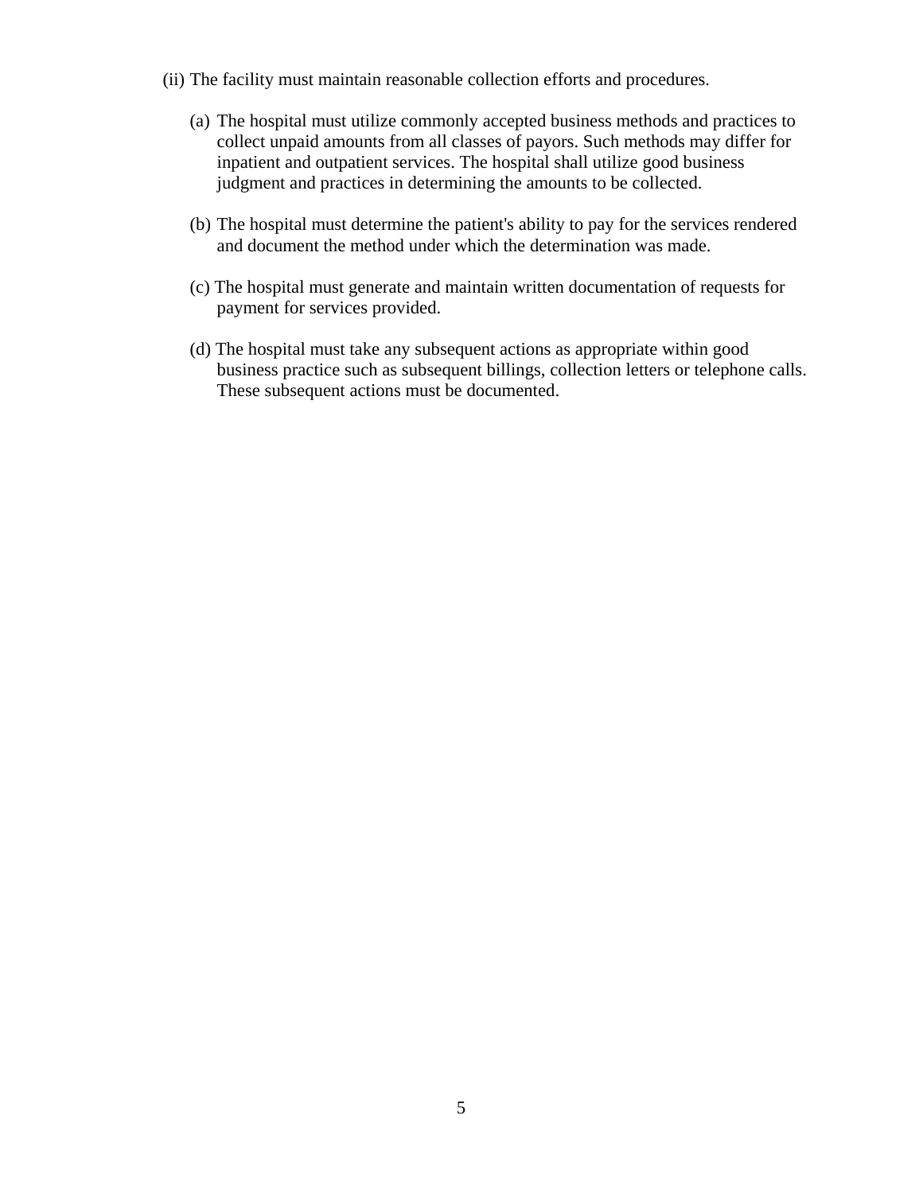(ii) The facility must maintain reasonable collection efforts and procedures.

(a) The hospital must utilize commonly accepted business methods and practices to collect unpaid amounts from all classes of payors. Such methods may differ for inpatient and outpatient services. The hospital shall utilize good business judgment and practices in determining the amounts to be collected.

(b) The hospital must determine the patient's ability to pay for the services rendered and document the method under which the determination was made.

(c) The hospital must generate and maintain written documentation of requests for payment for services provided.

(d) The hospital must take any subsequent actions as appropriate within good business practice such as subsequent billings, collection letters or telephone calls. These subsequent actions must be documented.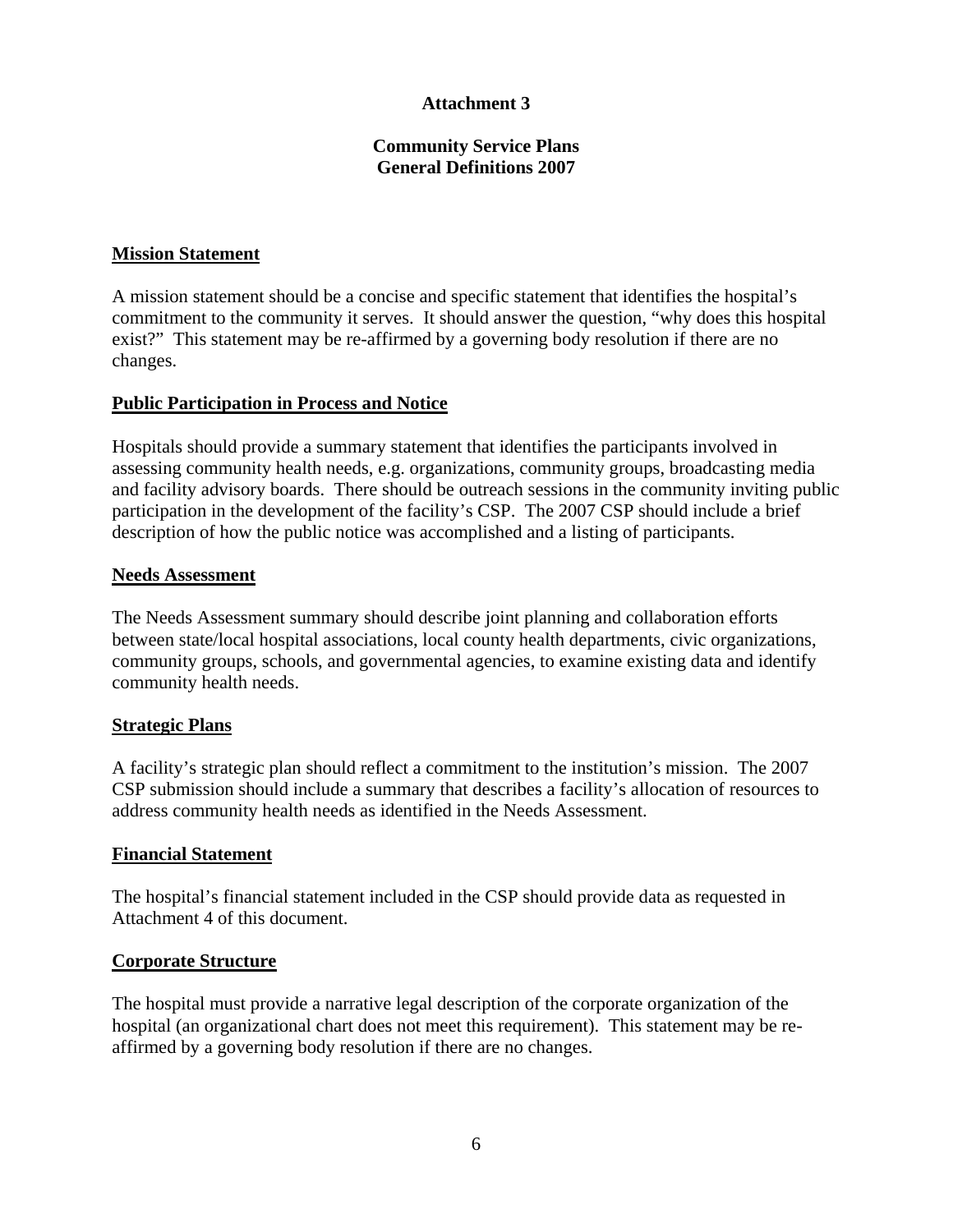**Attachment 3**

**Community Service Plans**
**General Definitions 2007**

**Mission Statement**

A mission statement should be a concise and specific statement that identifies the hospital's commitment to the community it serves. It should answer the question, "why does this hospital exist?" This statement may be re-affirmed by a governing body resolution if there are no changes.

**Public Participation in Process and Notice**

Hospitals should provide a summary statement that identifies the participants involved in assessing community health needs, e.g. organizations, community groups, broadcasting media and facility advisory boards. There should be outreach sessions in the community inviting public participation in the development of the facility's CSP. The 2007 CSP should include a brief description of how the public notice was accomplished and a listing of participants.

**Needs Assessment**

The Needs Assessment summary should describe joint planning and collaboration efforts between state/local hospital associations, local county health departments, civic organizations, community groups, schools, and governmental agencies, to examine existing data and identify community health needs.

**Strategic Plans**

A facility's strategic plan should reflect a commitment to the institution's mission. The 2007 CSP submission should include a summary that describes a facility's allocation of resources to address community health needs as identified in the Needs Assessment.

**Financial Statement**

The hospital's financial statement included in the CSP should provide data as requested in Attachment 4 of this document.

**Corporate Structure**

The hospital must provide a narrative legal description of the corporate organization of the hospital (an organizational chart does not meet this requirement). This statement may be re-affirmed by a governing body resolution if there are no changes.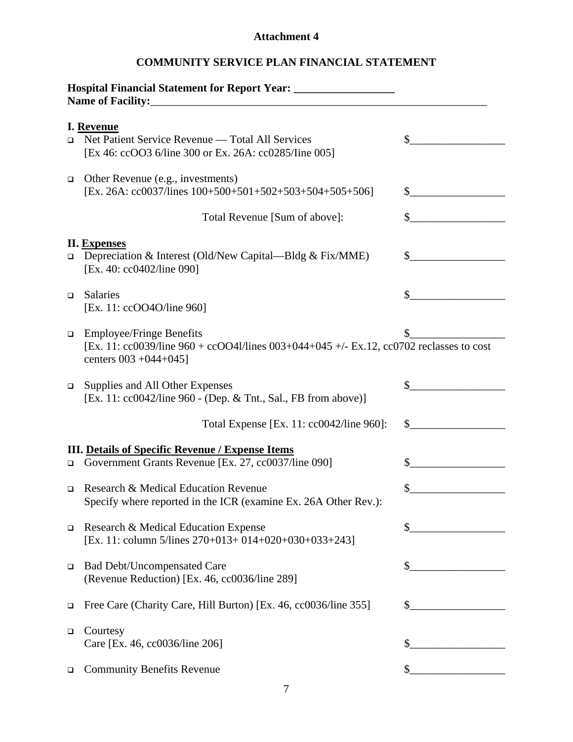**Attachment 4**

# COMMUNITY SERVICE PLAN FINANCIAL STATEMENT

**Hospital Financial Statement for Report Year: __________________**
**Name of Facility:**_______________________________________________________________

## I. Revenue

- Net Patient Service Revenue — Total All Services $_________________
  [Ex 46: ccOO3 6/line 300 or Ex. 26A: cc0285/Iine 005]

- Other Revenue (e.g., investments)
  [Ex. 26A: cc0037/lines 100+500+501+502+503+504+505+506] $_________________

  Total Revenue [Sum of above]: $_________________

## II. Expenses

- Depreciation & Interest (Old/New Capital—Bldg & Fix/MME) $_________________
  [Ex. 40: cc0402/line 090]

- Salaries $_________________
  [Ex. 11: ccOO4O/line 960]

- Employee/Fringe Benefits $_________________
  [Ex. 11: cc0039/line 960 + ccOO4l/lines 003+044+045 +/- Ex.12, cc0702 reclasses to cost centers 003 +044+045]

- Supplies and All Other Expenses $_________________
  [Ex. 11: cc0042/line 960 - (Dep. & Tnt., Sal., FB from above)]

  Total Expense [Ex. 11: cc0042/line 960]: $_________________

## III. Details of Specific Revenue / Expense Items

- Government Grants Revenue [Ex. 27, cc0037/line 090] $_________________

- Research & Medical Education Revenue $_________________
  Specify where reported in the ICR (examine Ex. 26A Other Rev.):

- Research & Medical Education Expense $_________________
  [Ex. 11: column 5/lines 270+013+ 014+020+030+033+243]

- Bad Debt/Uncompensated Care $_________________
  (Revenue Reduction) [Ex. 46, cc0036/line 289]

- Free Care (Charity Care, Hill Burton) [Ex. 46, cc0036/line 355] $_________________

- Courtesy
  Care [Ex. 46, cc0036/line 206] $_________________

- Community Benefits Revenue $_________________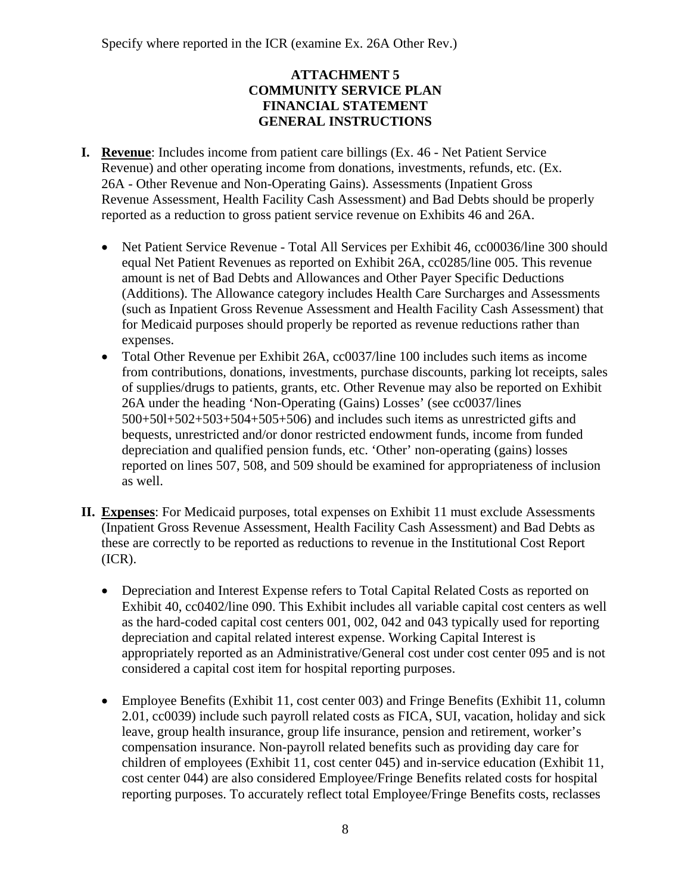Specify where reported in the ICR (examine Ex. 26A Other Rev.)

**ATTACHMENT 5**
**COMMUNITY SERVICE PLAN**
**FINANCIAL STATEMENT**
**GENERAL INSTRUCTIONS**

**I. Revenue**: Includes income from patient care billings (Ex. 46 - Net Patient Service Revenue) and other operating income from donations, investments, refunds, etc. (Ex. 26A - Other Revenue and Non-Operating Gains). Assessments (Inpatient Gross Revenue Assessment, Health Facility Cash Assessment) and Bad Debts should be properly reported as a reduction to gross patient service revenue on Exhibits 46 and 26A.

- Net Patient Service Revenue - Total All Services per Exhibit 46, cc00036/line 300 should equal Net Patient Revenues as reported on Exhibit 26A, cc0285/line 005. This revenue amount is net of Bad Debts and Allowances and Other Payer Specific Deductions (Additions). The Allowance category includes Health Care Surcharges and Assessments (such as Inpatient Gross Revenue Assessment and Health Facility Cash Assessment) that for Medicaid purposes should properly be reported as revenue reductions rather than expenses.
- Total Other Revenue per Exhibit 26A, cc0037/line 100 includes such items as income from contributions, donations, investments, purchase discounts, parking lot receipts, sales of supplies/drugs to patients, grants, etc. Other Revenue may also be reported on Exhibit 26A under the heading 'Non-Operating (Gains) Losses' (see cc0037/lines 500+50l+502+503+504+505+506) and includes such items as unrestricted gifts and bequests, unrestricted and/or donor restricted endowment funds, income from funded depreciation and qualified pension funds, etc. 'Other' non-operating (gains) losses reported on lines 507, 508, and 509 should be examined for appropriateness of inclusion as well.

**II. Expenses**: For Medicaid purposes, total expenses on Exhibit 11 must exclude Assessments (Inpatient Gross Revenue Assessment, Health Facility Cash Assessment) and Bad Debts as these are correctly to be reported as reductions to revenue in the Institutional Cost Report (ICR).

- Depreciation and Interest Expense refers to Total Capital Related Costs as reported on Exhibit 40, cc0402/line 090. This Exhibit includes all variable capital cost centers as well as the hard-coded capital cost centers 001, 002, 042 and 043 typically used for reporting depreciation and capital related interest expense. Working Capital Interest is appropriately reported as an Administrative/General cost under cost center 095 and is not considered a capital cost item for hospital reporting purposes.

- Employee Benefits (Exhibit 11, cost center 003) and Fringe Benefits (Exhibit 11, column 2.01, cc0039) include such payroll related costs as FICA, SUI, vacation, holiday and sick leave, group health insurance, group life insurance, pension and retirement, worker's compensation insurance. Non-payroll related benefits such as providing day care for children of employees (Exhibit 11, cost center 045) and in-service education (Exhibit 11, cost center 044) are also considered Employee/Fringe Benefits related costs for hospital reporting purposes. To accurately reflect total Employee/Fringe Benefits costs, reclasses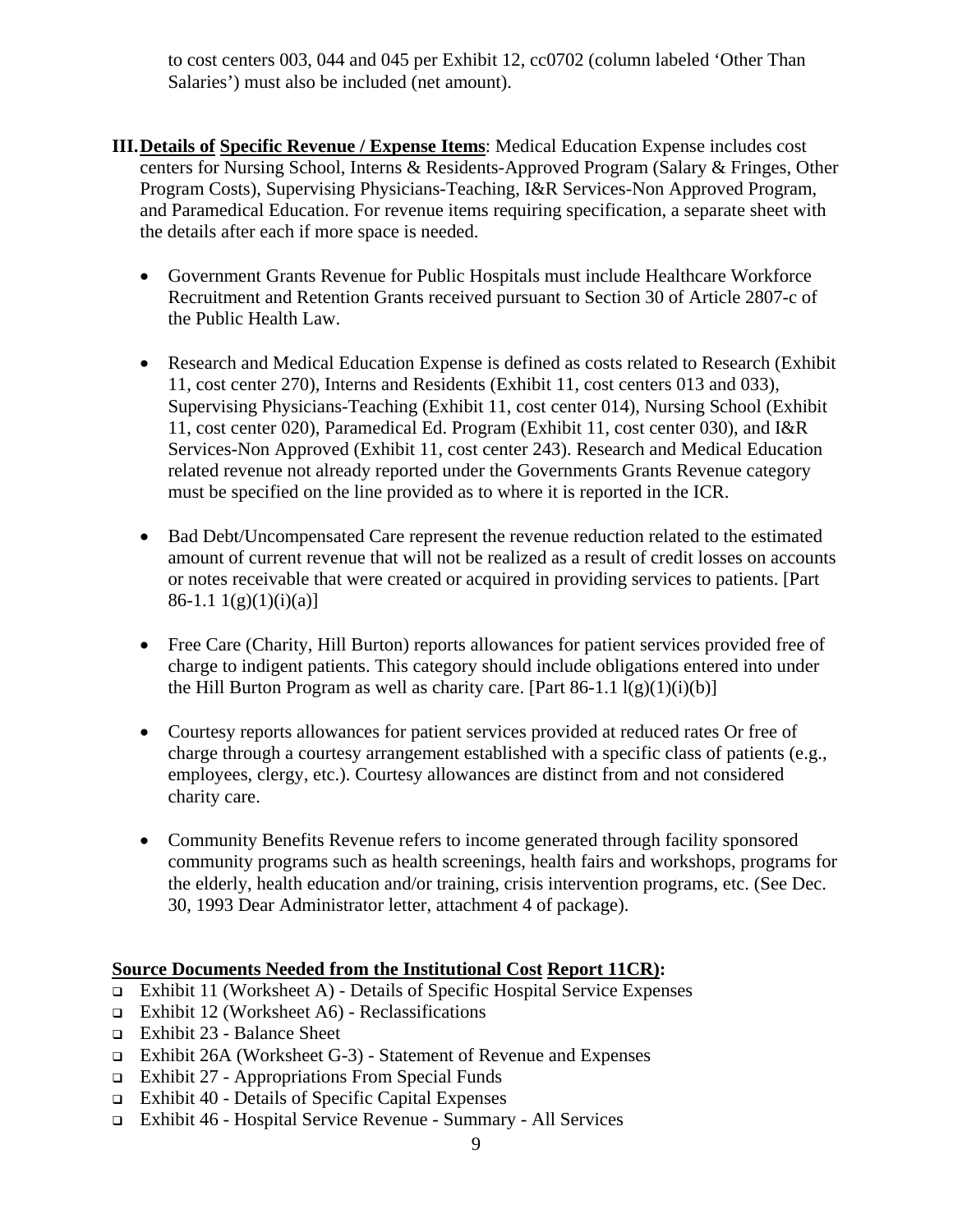to cost centers 003, 044 and 045 per Exhibit 12, cc0702 (column labeled 'Other Than Salaries') must also be included (net amount).

**III. Details of Specific Revenue / Expense Items**: Medical Education Expense includes cost centers for Nursing School, Interns & Residents-Approved Program (Salary & Fringes, Other Program Costs), Supervising Physicians-Teaching, I&R Services-Non Approved Program, and Paramedical Education. For revenue items requiring specification, a separate sheet with the details after each if more space is needed.

- Government Grants Revenue for Public Hospitals must include Healthcare Workforce Recruitment and Retention Grants received pursuant to Section 30 of Article 2807-c of the Public Health Law.

- Research and Medical Education Expense is defined as costs related to Research (Exhibit 11, cost center 270), Interns and Residents (Exhibit 11, cost centers 013 and 033), Supervising Physicians-Teaching (Exhibit 11, cost center 014), Nursing School (Exhibit 11, cost center 020), Paramedical Ed. Program (Exhibit 11, cost center 030), and I&R Services-Non Approved (Exhibit 11, cost center 243). Research and Medical Education related revenue not already reported under the Governments Grants Revenue category must be specified on the line provided as to where it is reported in the ICR.

- Bad Debt/Uncompensated Care represent the revenue reduction related to the estimated amount of current revenue that will not be realized as a result of credit losses on accounts or notes receivable that were created or acquired in providing services to patients. [Part 86-1.1 1(g)(1)(i)(a)]

- Free Care (Charity, Hill Burton) reports allowances for patient services provided free of charge to indigent patients. This category should include obligations entered into under the Hill Burton Program as well as charity care. [Part 86-1.1 l(g)(1)(i)(b)]

- Courtesy reports allowances for patient services provided at reduced rates Or free of charge through a courtesy arrangement established with a specific class of patients (e.g., employees, clergy, etc.). Courtesy allowances are distinct from and not considered charity care.

- Community Benefits Revenue refers to income generated through facility sponsored community programs such as health screenings, health fairs and workshops, programs for the elderly, health education and/or training, crisis intervention programs, etc. (See Dec. 30, 1993 Dear Administrator letter, attachment 4 of package).

**Source Documents Needed from the Institutional Cost Report 11CR):**

- Exhibit 11 (Worksheet A) - Details of Specific Hospital Service Expenses
- Exhibit 12 (Worksheet A6) - Reclassifications
- Exhibit 23 - Balance Sheet
- Exhibit 26A (Worksheet G-3) - Statement of Revenue and Expenses
- Exhibit 27 - Appropriations From Special Funds
- Exhibit 40 - Details of Specific Capital Expenses
- Exhibit 46 - Hospital Service Revenue - Summary - All Services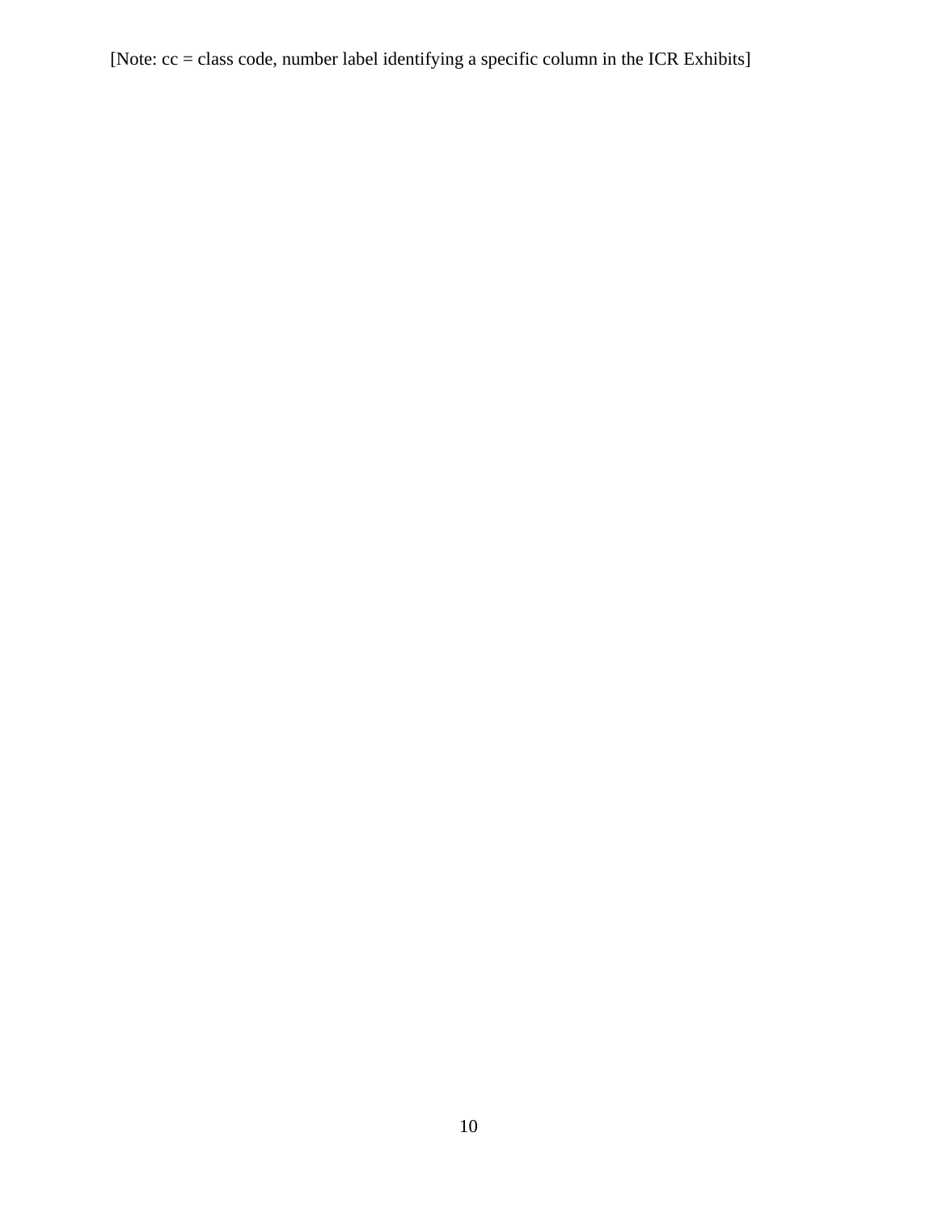[Note: cc = class code, number label identifying a specific column in the ICR Exhibits]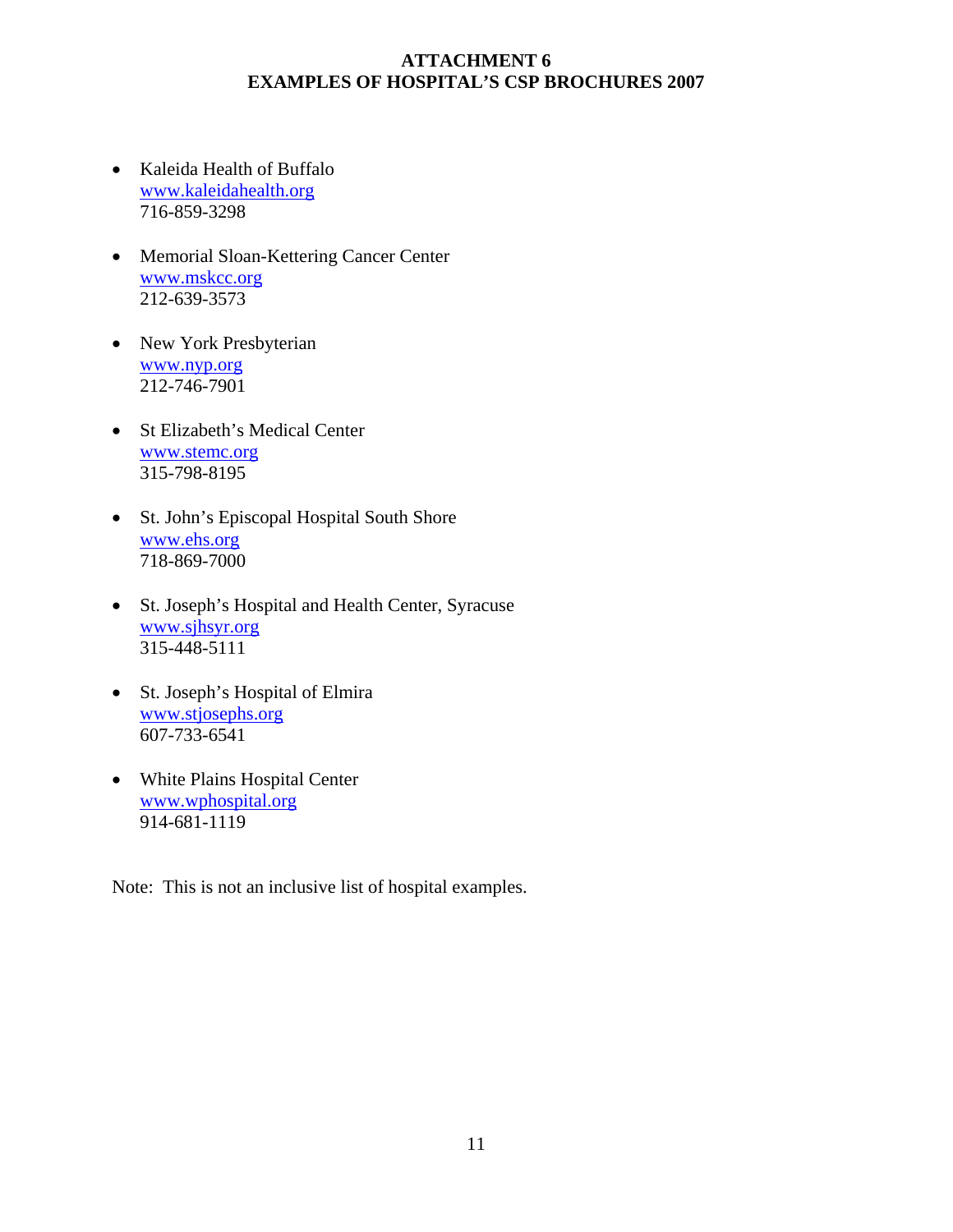# ATTACHMENT 6
# EXAMPLES OF HOSPITAL'S CSP BROCHURES 2007

- Kaleida Health of Buffalo
  www.kaleidahealth.org
  716-859-3298

- Memorial Sloan-Kettering Cancer Center
  www.mskcc.org
  212-639-3573

- New York Presbyterian
  www.nyp.org
  212-746-7901

- St Elizabeth's Medical Center
  www.stemc.org
  315-798-8195

- St. John's Episcopal Hospital South Shore
  www.ehs.org
  718-869-7000

- St. Joseph's Hospital and Health Center, Syracuse
  www.sjhsyr.org
  315-448-5111

- St. Joseph's Hospital of Elmira
  www.stjosephs.org
  607-733-6541

- White Plains Hospital Center
  www.wphospital.org
  914-681-1119

Note: This is not an inclusive list of hospital examples.